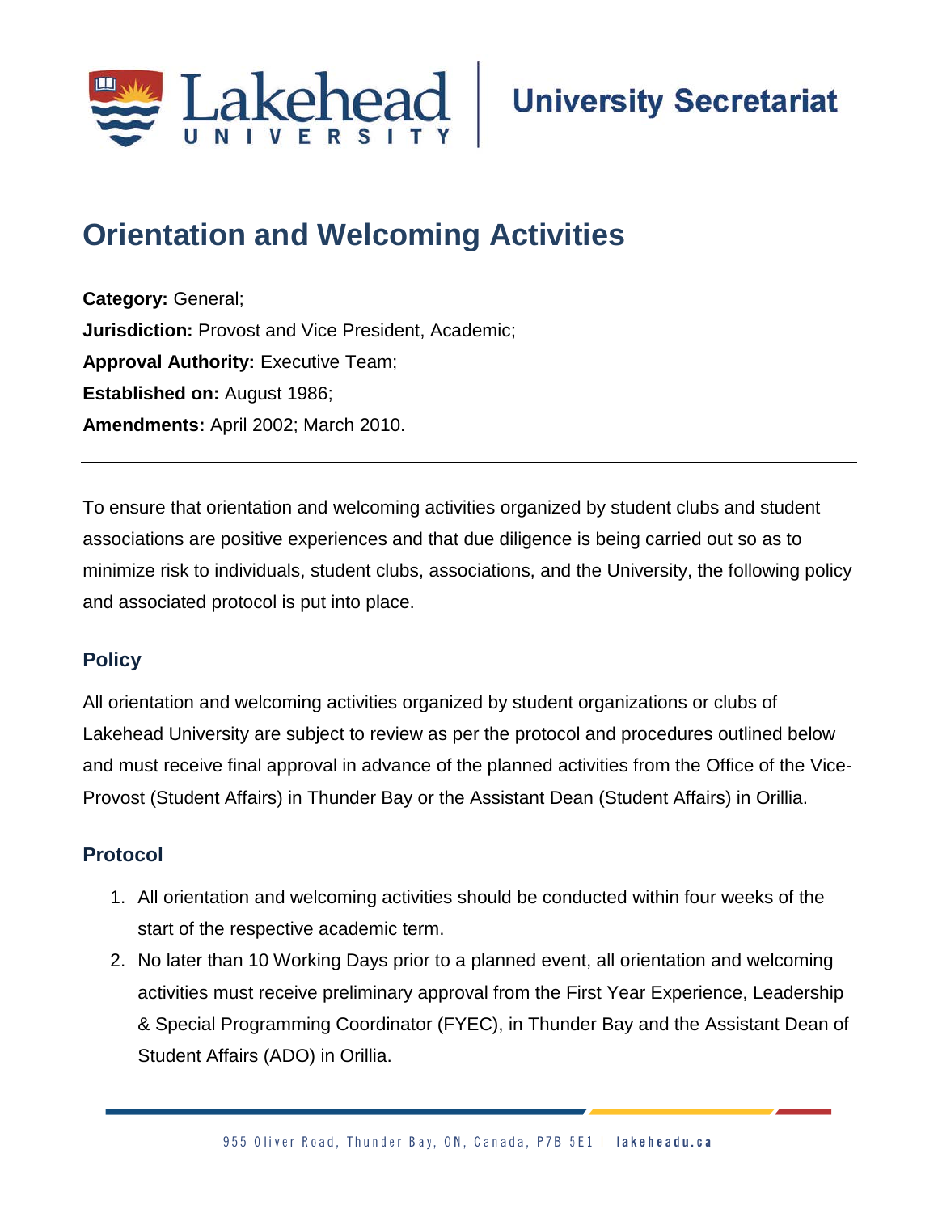Lakehead University | University Secretariat

# Orientation and Welcoming Activities

**Category:** General;
**Jurisdiction:** Provost and Vice President, Academic;
**Approval Authority:** Executive Team;
**Established on:** August 1986;
**Amendments:** April 2002; March 2010.

---

To ensure that orientation and welcoming activities organized by student clubs and student associations are positive experiences and that due diligence is being carried out so as to minimize risk to individuals, student clubs, associations, and the University, the following policy and associated protocol is put into place.

## Policy

All orientation and welcoming activities organized by student organizations or clubs of Lakehead University are subject to review as per the protocol and procedures outlined below and must receive final approval in advance of the planned activities from the Office of the Vice-Provost (Student Affairs) in Thunder Bay or the Assistant Dean (Student Affairs) in Orillia.

## Protocol

1. All orientation and welcoming activities should be conducted within four weeks of the start of the respective academic term.
2. No later than 10 Working Days prior to a planned event, all orientation and welcoming activities must receive preliminary approval from the First Year Experience, Leadership & Special Programming Coordinator (FYEC), in Thunder Bay and the Assistant Dean of Student Affairs (ADO) in Orillia.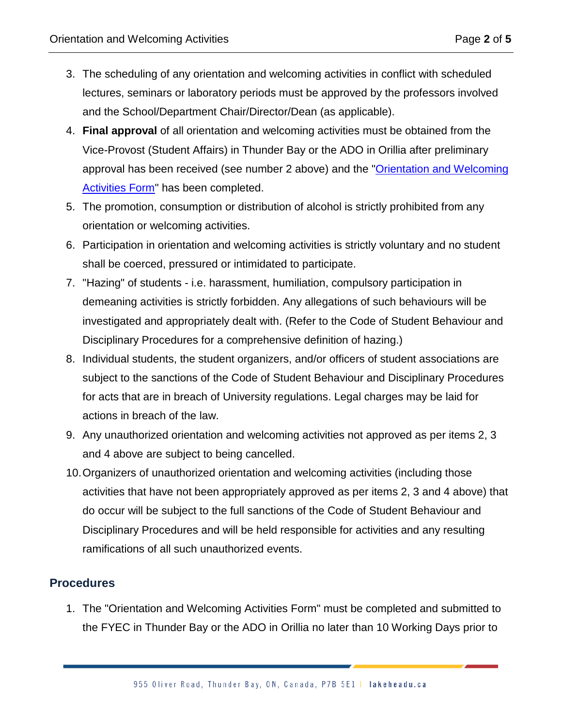3. The scheduling of any orientation and welcoming activities in conflict with scheduled lectures, seminars or laboratory periods must be approved by the professors involved and the School/Department Chair/Director/Dean (as applicable).
4. **Final approval** of all orientation and welcoming activities must be obtained from the Vice-Provost (Student Affairs) in Thunder Bay or the ADO in Orillia after preliminary approval has been received (see number 2 above) and the "Orientation and Welcoming Activities Form" has been completed.
5. The promotion, consumption or distribution of alcohol is strictly prohibited from any orientation or welcoming activities.
6. Participation in orientation and welcoming activities is strictly voluntary and no student shall be coerced, pressured or intimidated to participate.
7. "Hazing" of students - i.e. harassment, humiliation, compulsory participation in demeaning activities is strictly forbidden. Any allegations of such behaviours will be investigated and appropriately dealt with. (Refer to the Code of Student Behaviour and Disciplinary Procedures for a comprehensive definition of hazing.)
8. Individual students, the student organizers, and/or officers of student associations are subject to the sanctions of the Code of Student Behaviour and Disciplinary Procedures for acts that are in breach of University regulations. Legal charges may be laid for actions in breach of the law.
9. Any unauthorized orientation and welcoming activities not approved as per items 2, 3 and 4 above are subject to being cancelled.
10. Organizers of unauthorized orientation and welcoming activities (including those activities that have not been appropriately approved as per items 2, 3 and 4 above) that do occur will be subject to the full sanctions of the Code of Student Behaviour and Disciplinary Procedures and will be held responsible for activities and any resulting ramifications of all such unauthorized events.

## Procedures

1. The "Orientation and Welcoming Activities Form" must be completed and submitted to the FYEC in Thunder Bay or the ADO in Orillia no later than 10 Working Days prior to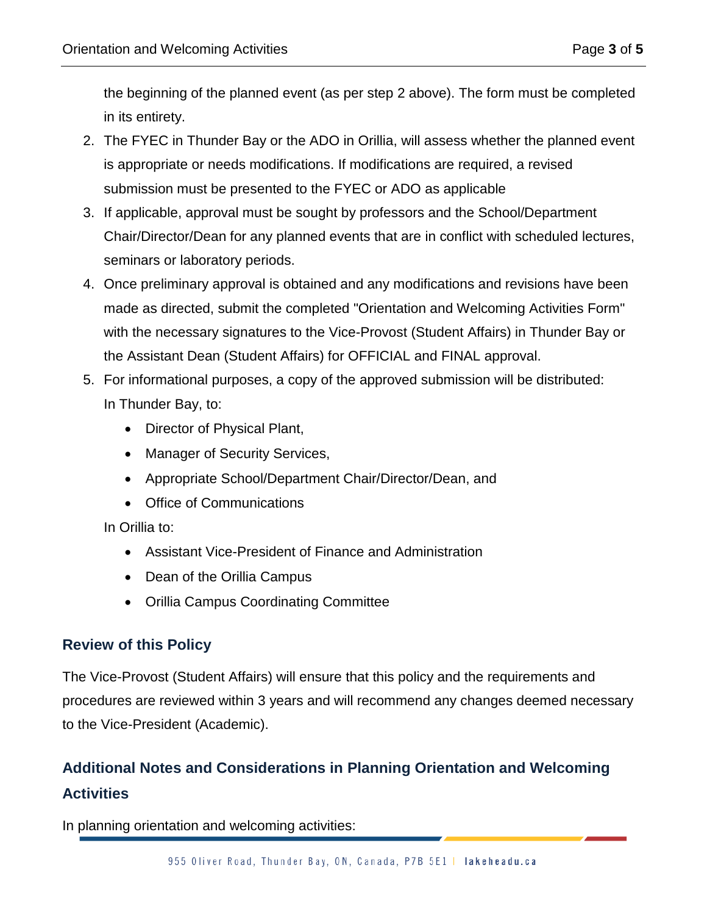the beginning of the planned event (as per step 2 above). The form must be completed in its entirety.

2. The FYEC in Thunder Bay or the ADO in Orillia, will assess whether the planned event is appropriate or needs modifications. If modifications are required, a revised submission must be presented to the FYEC or ADO as applicable
3. If applicable, approval must be sought by professors and the School/Department Chair/Director/Dean for any planned events that are in conflict with scheduled lectures, seminars or laboratory periods.
4. Once preliminary approval is obtained and any modifications and revisions have been made as directed, submit the completed "Orientation and Welcoming Activities Form" with the necessary signatures to the Vice-Provost (Student Affairs) in Thunder Bay or the Assistant Dean (Student Affairs) for OFFICIAL and FINAL approval.
5. For informational purposes, a copy of the approved submission will be distributed:

   In Thunder Bay, to:

   - Director of Physical Plant,
   - Manager of Security Services,
   - Appropriate School/Department Chair/Director/Dean, and
   - Office of Communications

   In Orillia to:

   - Assistant Vice-President of Finance and Administration
   - Dean of the Orillia Campus
   - Orillia Campus Coordinating Committee

## Review of this Policy

The Vice-Provost (Student Affairs) will ensure that this policy and the requirements and procedures are reviewed within 3 years and will recommend any changes deemed necessary to the Vice-President (Academic).

## Additional Notes and Considerations in Planning Orientation and Welcoming Activities

In planning orientation and welcoming activities: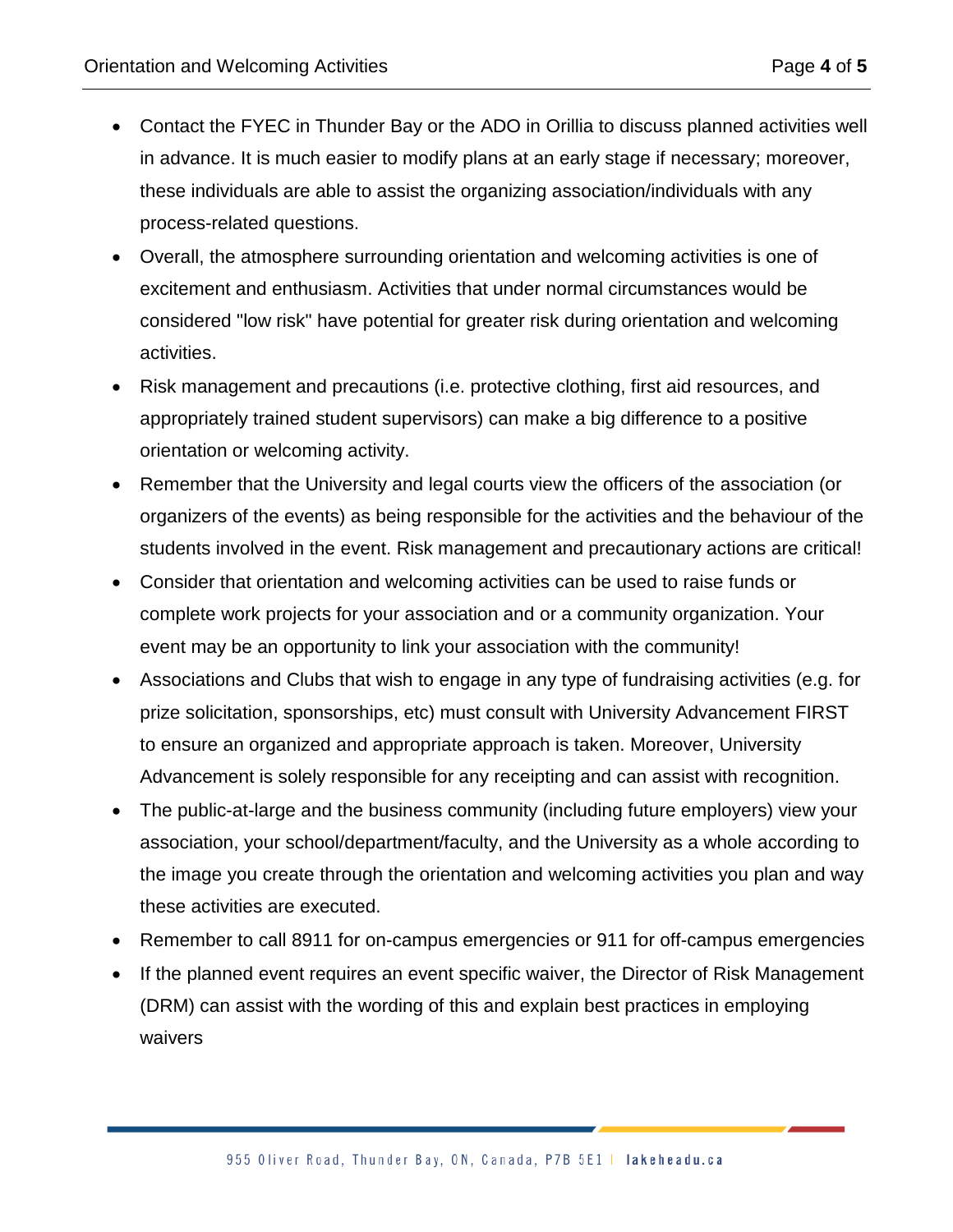- Contact the FYEC in Thunder Bay or the ADO in Orillia to discuss planned activities well in advance. It is much easier to modify plans at an early stage if necessary; moreover, these individuals are able to assist the organizing association/individuals with any process-related questions.
- Overall, the atmosphere surrounding orientation and welcoming activities is one of excitement and enthusiasm. Activities that under normal circumstances would be considered "low risk" have potential for greater risk during orientation and welcoming activities.
- Risk management and precautions (i.e. protective clothing, first aid resources, and appropriately trained student supervisors) can make a big difference to a positive orientation or welcoming activity.
- Remember that the University and legal courts view the officers of the association (or organizers of the events) as being responsible for the activities and the behaviour of the students involved in the event. Risk management and precautionary actions are critical!
- Consider that orientation and welcoming activities can be used to raise funds or complete work projects for your association and or a community organization. Your event may be an opportunity to link your association with the community!
- Associations and Clubs that wish to engage in any type of fundraising activities (e.g. for prize solicitation, sponsorships, etc) must consult with University Advancement FIRST to ensure an organized and appropriate approach is taken. Moreover, University Advancement is solely responsible for any receipting and can assist with recognition.
- The public-at-large and the business community (including future employers) view your association, your school/department/faculty, and the University as a whole according to the image you create through the orientation and welcoming activities you plan and way these activities are executed.
- Remember to call 8911 for on-campus emergencies or 911 for off-campus emergencies
- If the planned event requires an event specific waiver, the Director of Risk Management (DRM) can assist with the wording of this and explain best practices in employing waivers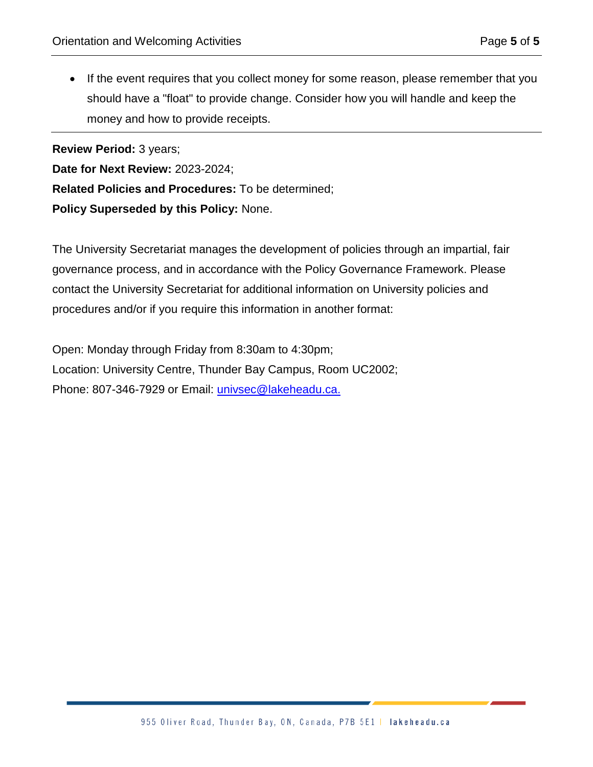- If the event requires that you collect money for some reason, please remember that you should have a "float" to provide change. Consider how you will handle and keep the money and how to provide receipts.

---

**Review Period:** 3 years;
**Date for Next Review:** 2023-2024;
**Related Policies and Procedures:** To be determined;
**Policy Superseded by this Policy:** None.

The University Secretariat manages the development of policies through an impartial, fair governance process, and in accordance with the Policy Governance Framework. Please contact the University Secretariat for additional information on University policies and procedures and/or if you require this information in another format:

Open: Monday through Friday from 8:30am to 4:30pm;
Location: University Centre, Thunder Bay Campus, Room UC2002;
Phone: 807-346-7929 or Email: univsec@lakeheadu.ca.